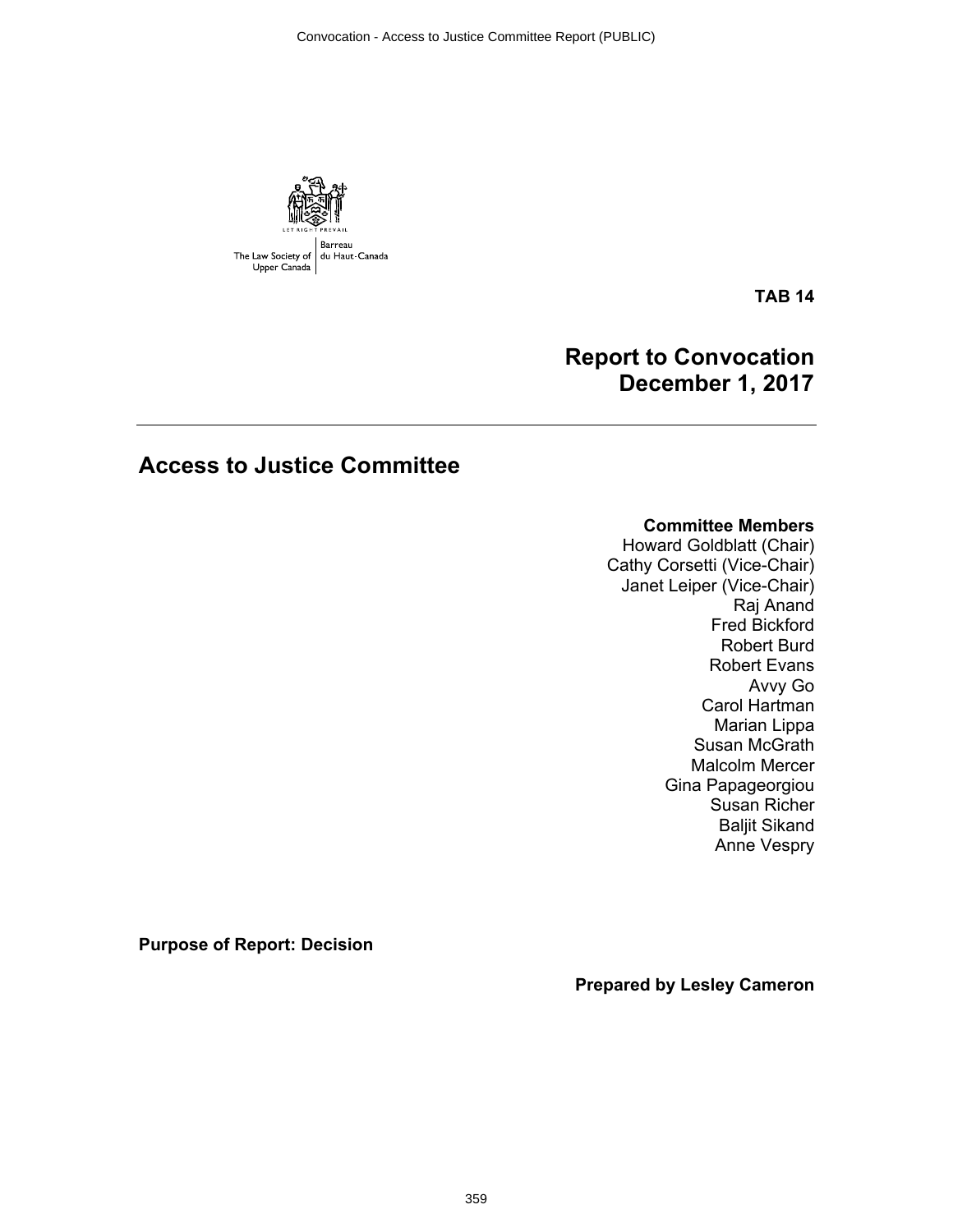The Law Society of Upper Canada | Barreau du Haut-Canada

**TAB 14**

# Report to Convocation
# December 1, 2017

## Access to Justice Committee

**Committee Members**
Howard Goldblatt (Chair)
Cathy Corsetti (Vice-Chair)
Janet Leiper (Vice-Chair)
Raj Anand
Fred Bickford
Robert Burd
Robert Evans
Avvy Go
Carol Hartman
Marian Lippa
Susan McGrath
Malcolm Mercer
Gina Papageorgiou
Susan Richer
Baljit Sikand
Anne Vespry

**Purpose of Report: Decision**

**Prepared by Lesley Cameron**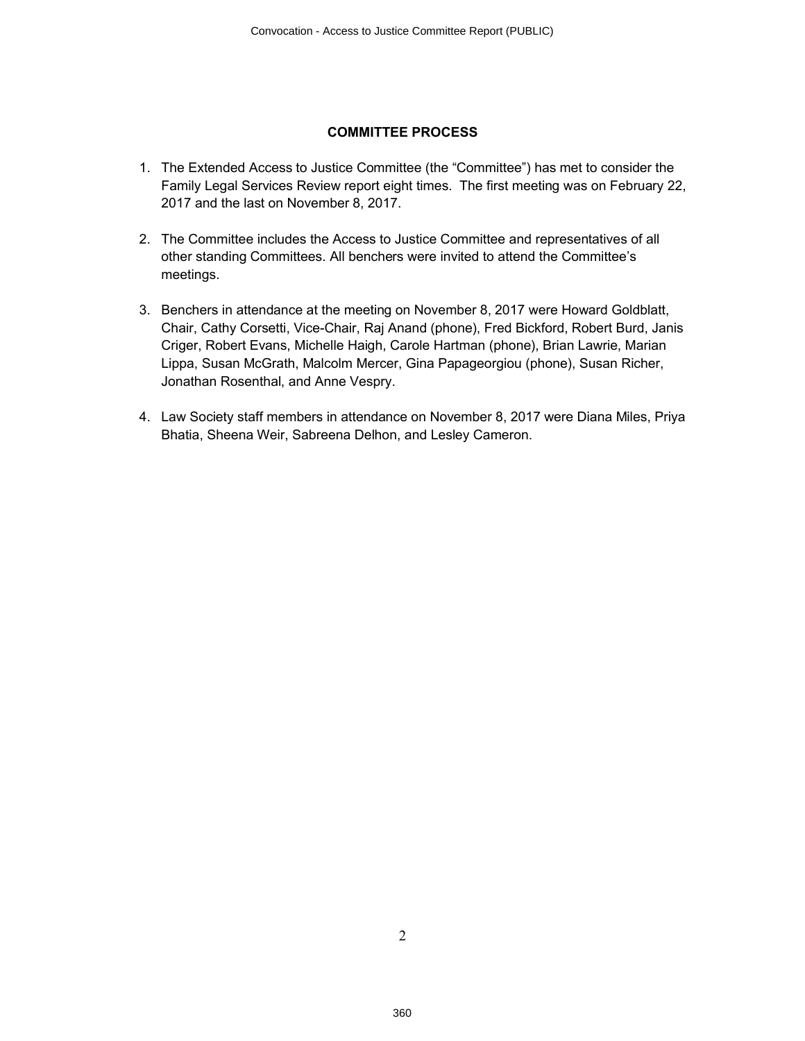## COMMITTEE PROCESS

1. The Extended Access to Justice Committee (the “Committee”) has met to consider the Family Legal Services Review report eight times. The first meeting was on February 22, 2017 and the last on November 8, 2017.

2. The Committee includes the Access to Justice Committee and representatives of all other standing Committees. All benchers were invited to attend the Committee’s meetings.

3. Benchers in attendance at the meeting on November 8, 2017 were Howard Goldblatt, Chair, Cathy Corsetti, Vice-Chair, Raj Anand (phone), Fred Bickford, Robert Burd, Janis Criger, Robert Evans, Michelle Haigh, Carole Hartman (phone), Brian Lawrie, Marian Lippa, Susan McGrath, Malcolm Mercer, Gina Papageorgiou (phone), Susan Richer, Jonathan Rosenthal, and Anne Vespry.

4. Law Society staff members in attendance on November 8, 2017 were Diana Miles, Priya Bhatia, Sheena Weir, Sabreena Delhon, and Lesley Cameron.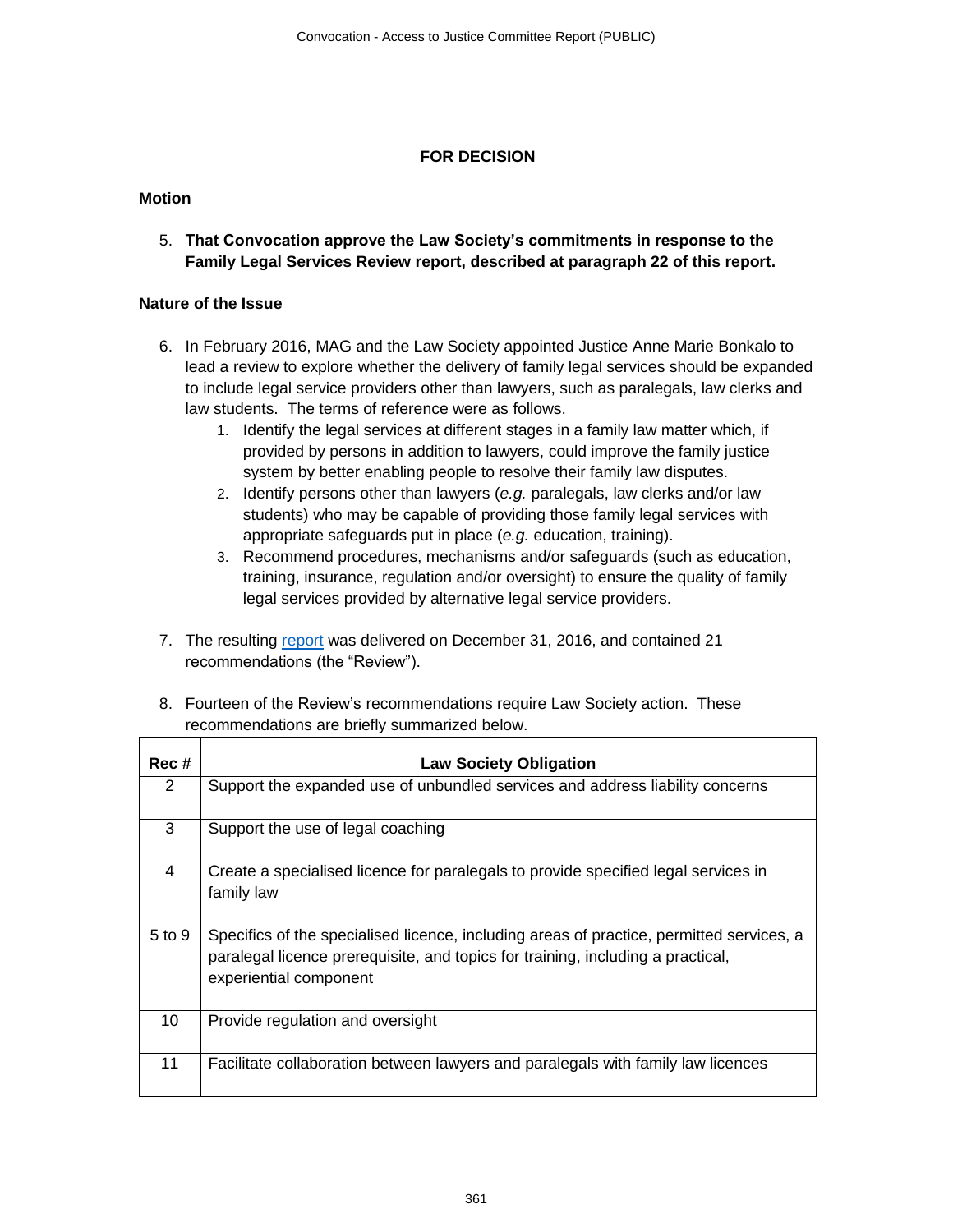**FOR DECISION**

**Motion**

5. **That Convocation approve the Law Society's commitments in response to the Family Legal Services Review report, described at paragraph 22 of this report.**

**Nature of the Issue**

6. In February 2016, MAG and the Law Society appointed Justice Anne Marie Bonkalo to lead a review to explore whether the delivery of family legal services should be expanded to include legal service providers other than lawyers, such as paralegals, law clerks and law students. The terms of reference were as follows.
   1. Identify the legal services at different stages in a family law matter which, if provided by persons in addition to lawyers, could improve the family justice system by better enabling people to resolve their family law disputes.
   2. Identify persons other than lawyers (*e.g.* paralegals, law clerks and/or law students) who may be capable of providing those family legal services with appropriate safeguards put in place (*e.g.* education, training).
   3. Recommend procedures, mechanisms and/or safeguards (such as education, training, insurance, regulation and/or oversight) to ensure the quality of family legal services provided by alternative legal service providers.

7. The resulting report was delivered on December 31, 2016, and contained 21 recommendations (the "Review").

8. Fourteen of the Review's recommendations require Law Society action. These recommendations are briefly summarized below.

| Rec # | Law Society Obligation |
| --- | --- |
| 2 | Support the expanded use of unbundled services and address liability concerns |
| 3 | Support the use of legal coaching |
| 4 | Create a specialised licence for paralegals to provide specified legal services in family law |
| 5 to 9 | Specifics of the specialised licence, including areas of practice, permitted services, a paralegal licence prerequisite, and topics for training, including a practical, experiential component |
| 10 | Provide regulation and oversight |
| 11 | Facilitate collaboration between lawyers and paralegals with family law licences |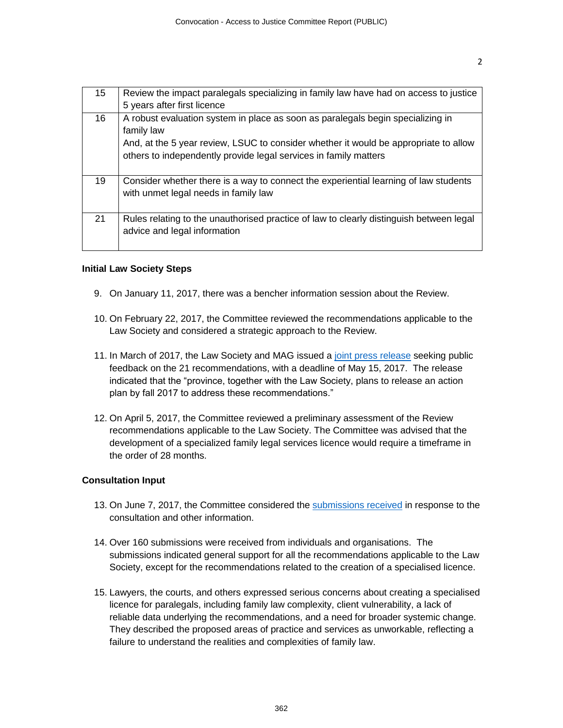| | |
|---|---|
| 15 | Review the impact paralegals specializing in family law have had on access to justice 5 years after first licence |
| 16 | A robust evaluation system in place as soon as paralegals begin specializing in family law<br>And, at the 5 year review, LSUC to consider whether it would be appropriate to allow others to independently provide legal services in family matters |
| 19 | Consider whether there is a way to connect the experiential learning of law students with unmet legal needs in family law |
| 21 | Rules relating to the unauthorised practice of law to clearly distinguish between legal advice and legal information |

**Initial Law Society Steps**

9. On January 11, 2017, there was a bencher information session about the Review.

10. On February 22, 2017, the Committee reviewed the recommendations applicable to the Law Society and considered a strategic approach to the Review.

11. In March of 2017, the Law Society and MAG issued a joint press release seeking public feedback on the 21 recommendations, with a deadline of May 15, 2017. The release indicated that the "province, together with the Law Society, plans to release an action plan by fall 2017 to address these recommendations."

12. On April 5, 2017, the Committee reviewed a preliminary assessment of the Review recommendations applicable to the Law Society. The Committee was advised that the development of a specialized family legal services licence would require a timeframe in the order of 28 months.

**Consultation Input**

13. On June 7, 2017, the Committee considered the submissions received in response to the consultation and other information.

14. Over 160 submissions were received from individuals and organisations. The submissions indicated general support for all the recommendations applicable to the Law Society, except for the recommendations related to the creation of a specialised licence.

15. Lawyers, the courts, and others expressed serious concerns about creating a specialised licence for paralegals, including family law complexity, client vulnerability, a lack of reliable data underlying the recommendations, and a need for broader systemic change. They described the proposed areas of practice and services as unworkable, reflecting a failure to understand the realities and complexities of family law.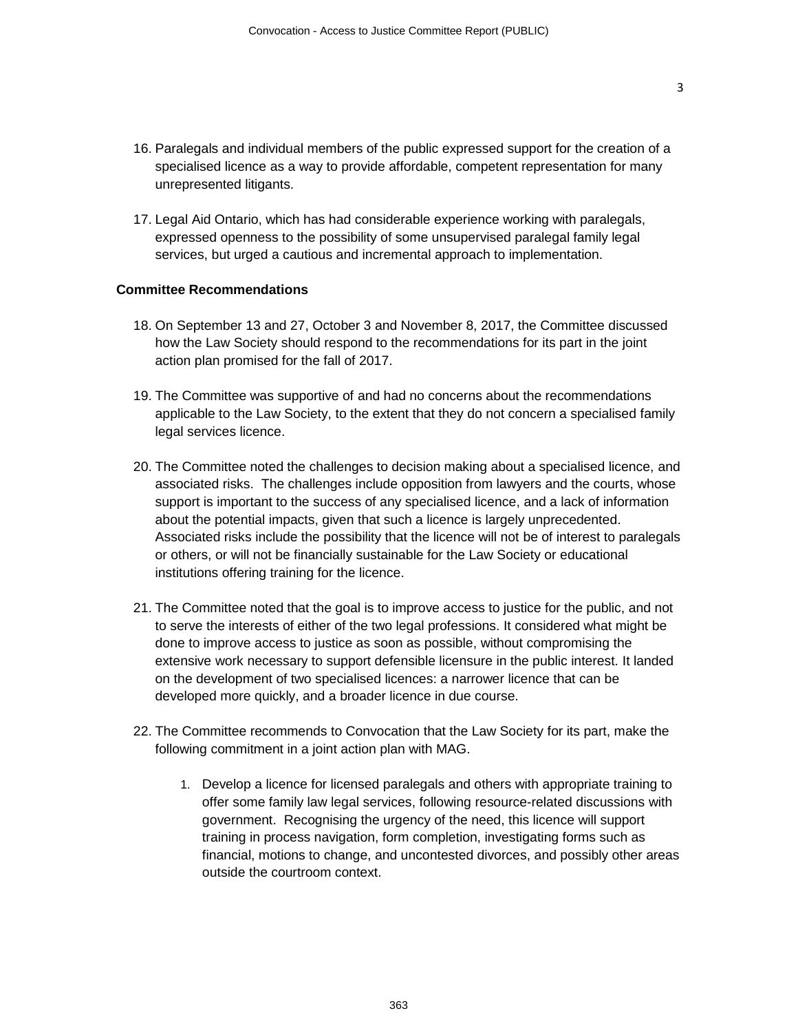16. Paralegals and individual members of the public expressed support for the creation of a specialised licence as a way to provide affordable, competent representation for many unrepresented litigants.

17. Legal Aid Ontario, which has had considerable experience working with paralegals, expressed openness to the possibility of some unsupervised paralegal family legal services, but urged a cautious and incremental approach to implementation.

**Committee Recommendations**

18. On September 13 and 27, October 3 and November 8, 2017, the Committee discussed how the Law Society should respond to the recommendations for its part in the joint action plan promised for the fall of 2017.

19. The Committee was supportive of and had no concerns about the recommendations applicable to the Law Society, to the extent that they do not concern a specialised family legal services licence.

20. The Committee noted the challenges to decision making about a specialised licence, and associated risks. The challenges include opposition from lawyers and the courts, whose support is important to the success of any specialised licence, and a lack of information about the potential impacts, given that such a licence is largely unprecedented. Associated risks include the possibility that the licence will not be of interest to paralegals or others, or will not be financially sustainable for the Law Society or educational institutions offering training for the licence.

21. The Committee noted that the goal is to improve access to justice for the public, and not to serve the interests of either of the two legal professions. It considered what might be done to improve access to justice as soon as possible, without compromising the extensive work necessary to support defensible licensure in the public interest. It landed on the development of two specialised licences: a narrower licence that can be developed more quickly, and a broader licence in due course.

22. The Committee recommends to Convocation that the Law Society for its part, make the following commitment in a joint action plan with MAG.

    1. Develop a licence for licensed paralegals and others with appropriate training to offer some family law legal services, following resource-related discussions with government. Recognising the urgency of the need, this licence will support training in process navigation, form completion, investigating forms such as financial, motions to change, and uncontested divorces, and possibly other areas outside the courtroom context.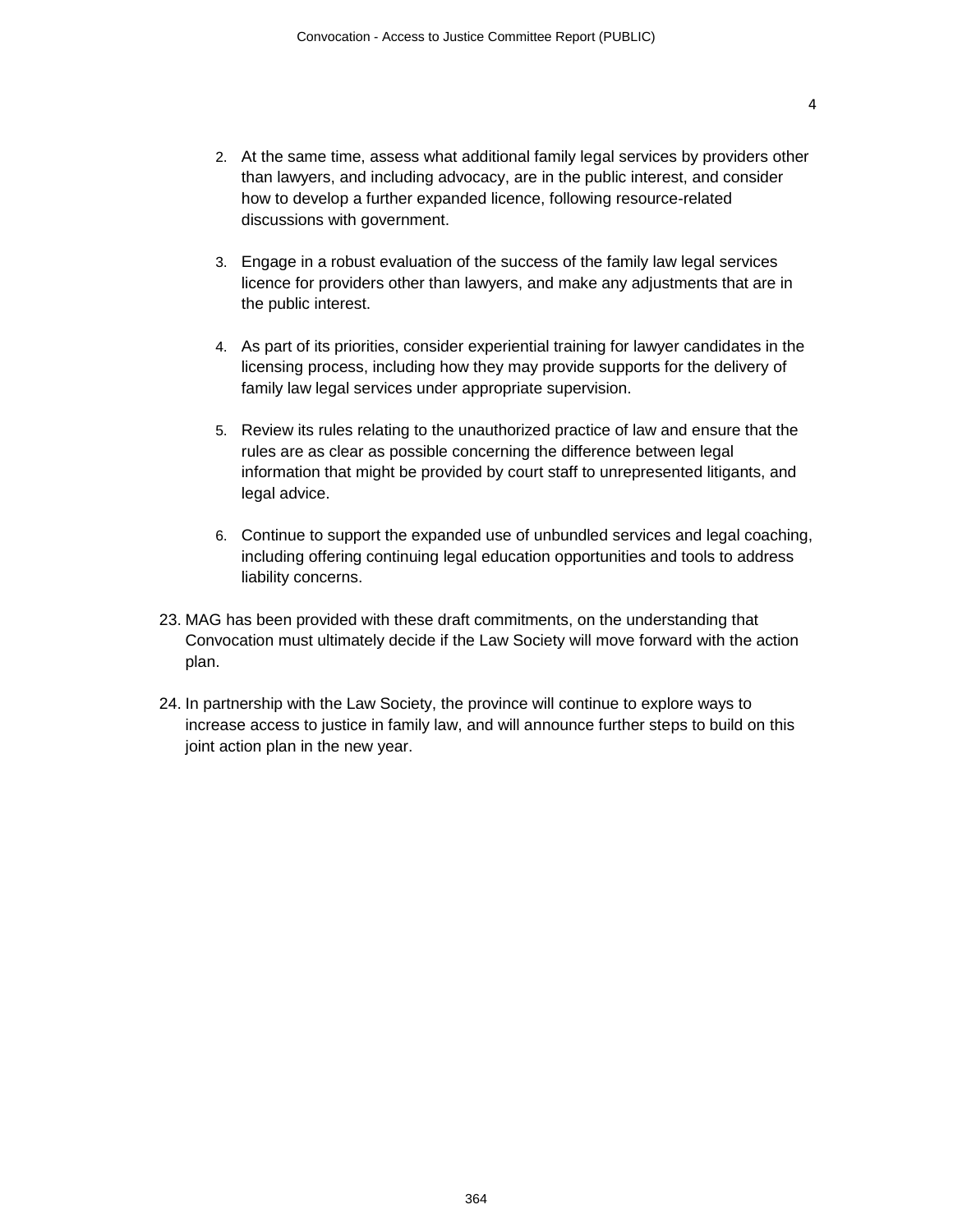2. At the same time, assess what additional family legal services by providers other than lawyers, and including advocacy, are in the public interest, and consider how to develop a further expanded licence, following resource-related discussions with government.

3. Engage in a robust evaluation of the success of the family law legal services licence for providers other than lawyers, and make any adjustments that are in the public interest.

4. As part of its priorities, consider experiential training for lawyer candidates in the licensing process, including how they may provide supports for the delivery of family law legal services under appropriate supervision.

5. Review its rules relating to the unauthorized practice of law and ensure that the rules are as clear as possible concerning the difference between legal information that might be provided by court staff to unrepresented litigants, and legal advice.

6. Continue to support the expanded use of unbundled services and legal coaching, including offering continuing legal education opportunities and tools to address liability concerns.

23. MAG has been provided with these draft commitments, on the understanding that Convocation must ultimately decide if the Law Society will move forward with the action plan.

24. In partnership with the Law Society, the province will continue to explore ways to increase access to justice in family law, and will announce further steps to build on this joint action plan in the new year.